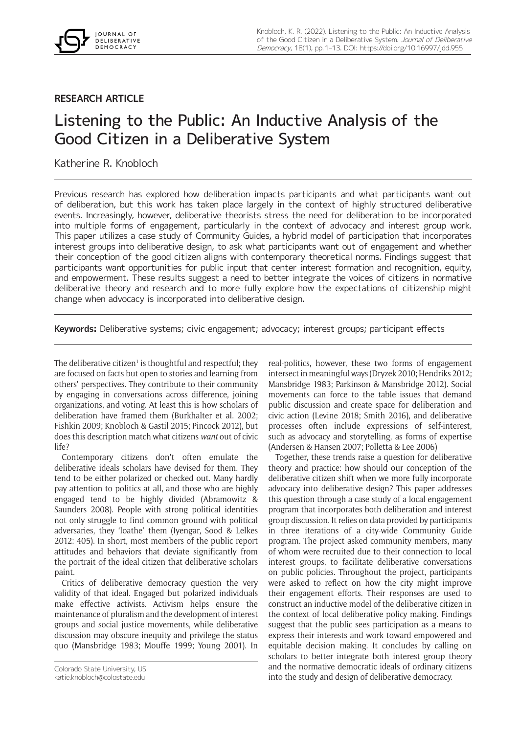**RESEARCH ARTICLE**

# Listening to the Public: An Inductive Analysis of the Good Citizen in a Deliberative System

Katherine R. Knobloch

Previous research has explored how deliberation impacts participants and what participants want out of deliberation, but this work has taken place largely in the context of highly structured deliberative events. Increasingly, however, deliberative theorists stress the need for deliberation to be incorporated into multiple forms of engagement, particularly in the context of advocacy and interest group work. This paper utilizes a case study of Community Guides, a hybrid model of participation that incorporates interest groups into deliberative design, to ask what participants want out of engagement and whether their conception of the good citizen aligns with contemporary theoretical norms. Findings suggest that participants want opportunities for public input that center interest formation and recognition, equity, and empowerment. These results suggest a need to better integrate the voices of citizens in normative deliberative theory and research and to more fully explore how the expectations of citizenship might change when advocacy is incorporated into deliberative design.

**Keywords:** Deliberative systems; civic engagement; advocacy; interest groups; participant effects

The deliberative citizen[1] is thoughtful and respectful; they are focused on facts but open to stories and learning from others' perspectives. They contribute to their community by engaging in conversations across difference, joining organizations, and voting. At least this is how scholars of deliberation have framed them (Burkhalter et al. 2002; Fishkin 2009; Knobloch & Gastil 2015; Pincock 2012), but does this description match what citizens *want* out of civic life?

Contemporary citizens don't often emulate the deliberative ideals scholars have devised for them. They tend to be either polarized or checked out. Many hardly pay attention to politics at all, and those who are highly engaged tend to be highly divided (Abramowitz & Saunders 2008). People with strong political identities not only struggle to find common ground with political adversaries, they 'loathe' them (Iyengar, Sood & Lelkes 2012: 405). In short, most members of the public report attitudes and behaviors that deviate significantly from the portrait of the ideal citizen that deliberative scholars paint.

Critics of deliberative democracy question the very validity of that ideal. Engaged but polarized individuals make effective activists. Activism helps ensure the maintenance of pluralism and the development of interest groups and social justice movements, while deliberative discussion may obscure inequity and privilege the status quo (Mansbridge 1983; Mouffe 1999; Young 2001). In real-politics, however, these two forms of engagement intersect in meaningful ways (Dryzek 2010; Hendriks 2012; Mansbridge 1983; Parkinson & Mansbridge 2012). Social movements can force to the table issues that demand public discussion and create space for deliberation and civic action (Levine 2018; Smith 2016), and deliberative processes often include expressions of self-interest, such as advocacy and storytelling, as forms of expertise (Andersen & Hansen 2007; Polletta & Lee 2006)

Together, these trends raise a question for deliberative theory and practice: how should our conception of the deliberative citizen shift when we more fully incorporate advocacy into deliberative design? This paper addresses this question through a case study of a local engagement program that incorporates both deliberation and interest group discussion. It relies on data provided by participants in three iterations of a city-wide Community Guide program. The project asked community members, many of whom were recruited due to their connection to local interest groups, to facilitate deliberative conversations on public policies. Throughout the project, participants were asked to reflect on how the city might improve their engagement efforts. Their responses are used to construct an inductive model of the deliberative citizen in the context of local deliberative policy making. Findings suggest that the public sees participation as a means to express their interests and work toward empowered and equitable decision making. It concludes by calling on scholars to better integrate both interest group theory and the normative democratic ideals of ordinary citizens into the study and design of deliberative democracy.

Colorado State University, US
katie.knobloch@colostate.edu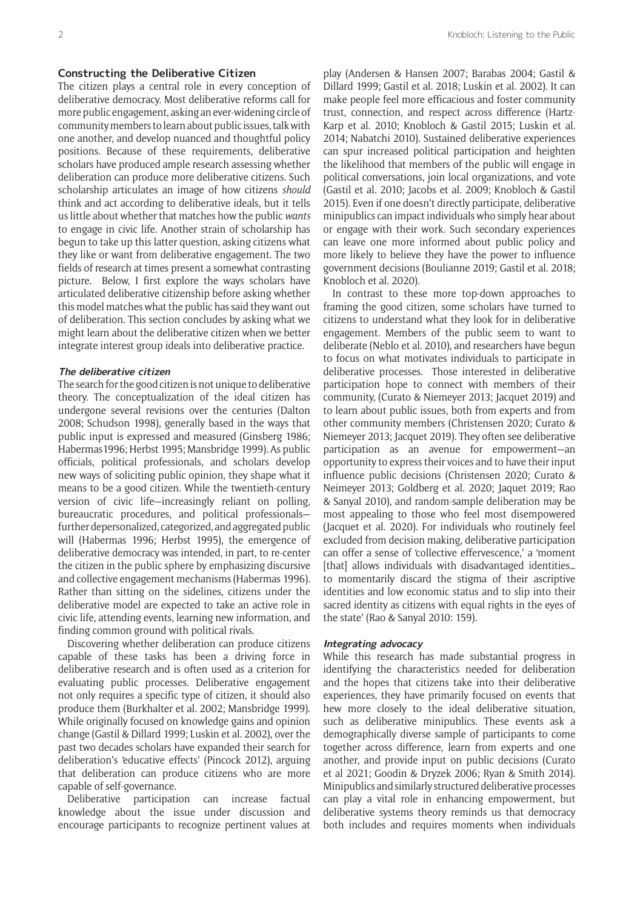## Constructing the Deliberative Citizen

The citizen plays a central role in every conception of deliberative democracy. Most deliberative reforms call for more public engagement, asking an ever-widening circle of community members to learn about public issues, talk with one another, and develop nuanced and thoughtful policy positions. Because of these requirements, deliberative scholars have produced ample research assessing whether deliberation can produce more deliberative citizens. Such scholarship articulates an image of how citizens *should* think and act according to deliberative ideals, but it tells us little about whether that matches how the public *wants* to engage in civic life. Another strain of scholarship has begun to take up this latter question, asking citizens what they like or want from deliberative engagement. The two fields of research at times present a somewhat contrasting picture. Below, I first explore the ways scholars have articulated deliberative citizenship before asking whether this model matches what the public has said they want out of deliberation. This section concludes by asking what we might learn about the deliberative citizen when we better integrate interest group ideals into deliberative practice.

### The deliberative citizen

The search for the good citizen is not unique to deliberative theory. The conceptualization of the ideal citizen has undergone several revisions over the centuries (Dalton 2008; Schudson 1998), generally based in the ways that public input is expressed and measured (Ginsberg 1986; Habermas 1996; Herbst 1995; Mansbridge 1999). As public officials, political professionals, and scholars develop new ways of soliciting public opinion, they shape what it means to be a good citizen. While the twentieth-century version of civic life—increasingly reliant on polling, bureaucratic procedures, and political professionals—further depersonalized, categorized, and aggregated public will (Habermas 1996; Herbst 1995), the emergence of deliberative democracy was intended, in part, to re-center the citizen in the public sphere by emphasizing discursive and collective engagement mechanisms (Habermas 1996). Rather than sitting on the sidelines, citizens under the deliberative model are expected to take an active role in civic life, attending events, learning new information, and finding common ground with political rivals.

Discovering whether deliberation can produce citizens capable of these tasks has been a driving force in deliberative research and is often used as a criterion for evaluating public processes. Deliberative engagement not only requires a specific type of citizen, it should also produce them (Burkhalter et al. 2002; Mansbridge 1999). While originally focused on knowledge gains and opinion change (Gastil & Dillard 1999; Luskin et al. 2002), over the past two decades scholars have expanded their search for deliberation's 'educative effects' (Pincock 2012), arguing that deliberation can produce citizens who are more capable of self-governance.

Deliberative participation can increase factual knowledge about the issue under discussion and encourage participants to recognize pertinent values at play (Andersen & Hansen 2007; Barabas 2004; Gastil & Dillard 1999; Gastil et al. 2018; Luskin et al. 2002). It can make people feel more efficacious and foster community trust, connection, and respect across difference (Hartz-Karp et al. 2010; Knobloch & Gastil 2015; Luskin et al. 2014; Nabatchi 2010). Sustained deliberative experiences can spur increased political participation and heighten the likelihood that members of the public will engage in political conversations, join local organizations, and vote (Gastil et al. 2010; Jacobs et al. 2009; Knobloch & Gastil 2015). Even if one doesn't directly participate, deliberative minipublics can impact individuals who simply hear about or engage with their work. Such secondary experiences can leave one more informed about public policy and more likely to believe they have the power to influence government decisions (Boulianne 2019; Gastil et al. 2018; Knobloch et al. 2020).

In contrast to these more top-down approaches to framing the good citizen, some scholars have turned to citizens to understand what they look for in deliberative engagement. Members of the public seem to want to deliberate (Neblo et al. 2010), and researchers have begun to focus on what motivates individuals to participate in deliberative processes. Those interested in deliberative participation hope to connect with members of their community, (Curato & Niemeyer 2013; Jacquet 2019) and to learn about public issues, both from experts and from other community members (Christensen 2020; Curato & Niemeyer 2013; Jacquet 2019). They often see deliberative participation as an avenue for empowerment—an opportunity to express their voices and to have their input influence public decisions (Christensen 2020; Curato & Neimeyer 2013; Goldberg et al. 2020; Jaquet 2019; Rao & Sanyal 2010), and random-sample deliberation may be most appealing to those who feel most disempowered (Jacquet et al. 2020). For individuals who routinely feel excluded from decision making, deliberative participation can offer a sense of 'collective effervescence,' a 'moment [that] allows individuals with disadvantaged identities… to momentarily discard the stigma of their ascriptive identities and low economic status and to slip into their sacred identity as citizens with equal rights in the eyes of the state' (Rao & Sanyal 2010: 159).

### Integrating advocacy

While this research has made substantial progress in identifying the characteristics needed for deliberation and the hopes that citizens take into their deliberative experiences, they have primarily focused on events that hew more closely to the ideal deliberative situation, such as deliberative minipublics. These events ask a demographically diverse sample of participants to come together across difference, learn from experts and one another, and provide input on public decisions (Curato et al 2021; Goodin & Dryzek 2006; Ryan & Smith 2014). Minipublics and similarly structured deliberative processes can play a vital role in enhancing empowerment, but deliberative systems theory reminds us that democracy both includes and requires moments when individuals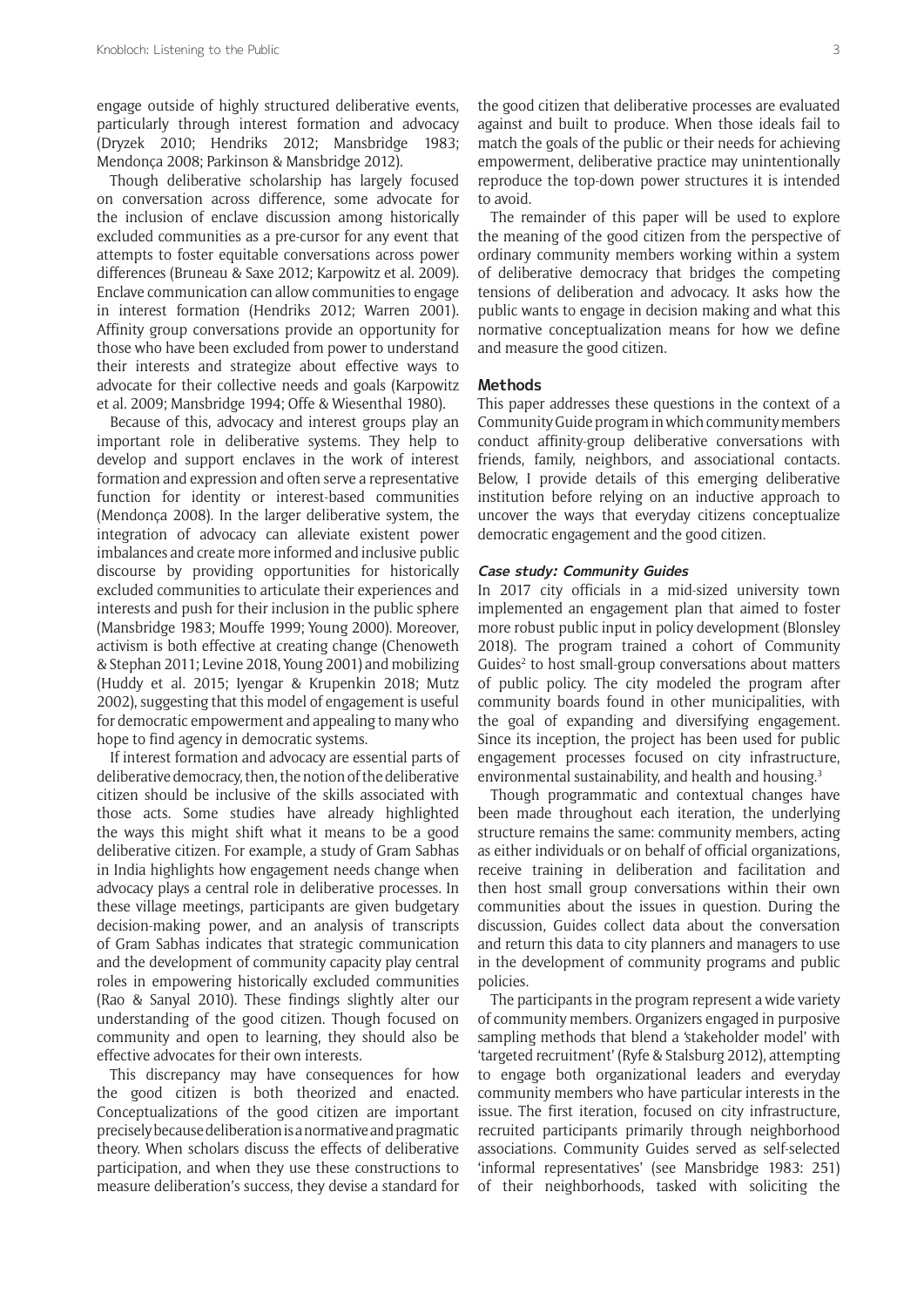engage outside of highly structured deliberative events, particularly through interest formation and advocacy (Dryzek 2010; Hendriks 2012; Mansbridge 1983; Mendonça 2008; Parkinson & Mansbridge 2012).

Though deliberative scholarship has largely focused on conversation across difference, some advocate for the inclusion of enclave discussion among historically excluded communities as a pre-cursor for any event that attempts to foster equitable conversations across power differences (Bruneau & Saxe 2012; Karpowitz et al. 2009). Enclave communication can allow communities to engage in interest formation (Hendriks 2012; Warren 2001). Affinity group conversations provide an opportunity for those who have been excluded from power to understand their interests and strategize about effective ways to advocate for their collective needs and goals (Karpowitz et al. 2009; Mansbridge 1994; Offe & Wiesenthal 1980).

Because of this, advocacy and interest groups play an important role in deliberative systems. They help to develop and support enclaves in the work of interest formation and expression and often serve a representative function for identity or interest-based communities (Mendonça 2008). In the larger deliberative system, the integration of advocacy can alleviate existent power imbalances and create more informed and inclusive public discourse by providing opportunities for historically excluded communities to articulate their experiences and interests and push for their inclusion in the public sphere (Mansbridge 1983; Mouffe 1999; Young 2000). Moreover, activism is both effective at creating change (Chenoweth & Stephan 2011; Levine 2018, Young 2001) and mobilizing (Huddy et al. 2015; Iyengar & Krupenkin 2018; Mutz 2002), suggesting that this model of engagement is useful for democratic empowerment and appealing to many who hope to find agency in democratic systems.

If interest formation and advocacy are essential parts of deliberative democracy, then, the notion of the deliberative citizen should be inclusive of the skills associated with those acts. Some studies have already highlighted the ways this might shift what it means to be a good deliberative citizen. For example, a study of Gram Sabhas in India highlights how engagement needs change when advocacy plays a central role in deliberative processes. In these village meetings, participants are given budgetary decision-making power, and an analysis of transcripts of Gram Sabhas indicates that strategic communication and the development of community capacity play central roles in empowering historically excluded communities (Rao & Sanyal 2010). These findings slightly alter our understanding of the good citizen. Though focused on community and open to learning, they should also be effective advocates for their own interests.

This discrepancy may have consequences for how the good citizen is both theorized and enacted. Conceptualizations of the good citizen are important precisely because deliberation is a normative and pragmatic theory. When scholars discuss the effects of deliberative participation, and when they use these constructions to measure deliberation's success, they devise a standard for the good citizen that deliberative processes are evaluated against and built to produce. When those ideals fail to match the goals of the public or their needs for achieving empowerment, deliberative practice may unintentionally reproduce the top-down power structures it is intended to avoid.

The remainder of this paper will be used to explore the meaning of the good citizen from the perspective of ordinary community members working within a system of deliberative democracy that bridges the competing tensions of deliberation and advocacy. It asks how the public wants to engage in decision making and what this normative conceptualization means for how we define and measure the good citizen.

## Methods

This paper addresses these questions in the context of a Community Guide program in which community members conduct affinity-group deliberative conversations with friends, family, neighbors, and associational contacts. Below, I provide details of this emerging deliberative institution before relying on an inductive approach to uncover the ways that everyday citizens conceptualize democratic engagement and the good citizen.

### *Case study: Community Guides*

In 2017 city officials in a mid-sized university town implemented an engagement plan that aimed to foster more robust public input in policy development (Blonsley 2018). The program trained a cohort of Community Guides[2] to host small-group conversations about matters of public policy. The city modeled the program after community boards found in other municipalities, with the goal of expanding and diversifying engagement. Since its inception, the project has been used for public engagement processes focused on city infrastructure, environmental sustainability, and health and housing.[3]

Though programmatic and contextual changes have been made throughout each iteration, the underlying structure remains the same: community members, acting as either individuals or on behalf of official organizations, receive training in deliberation and facilitation and then host small group conversations within their own communities about the issues in question. During the discussion, Guides collect data about the conversation and return this data to city planners and managers to use in the development of community programs and public policies.

The participants in the program represent a wide variety of community members. Organizers engaged in purposive sampling methods that blend a 'stakeholder model' with 'targeted recruitment' (Ryfe & Stalsburg 2012), attempting to engage both organizational leaders and everyday community members who have particular interests in the issue. The first iteration, focused on city infrastructure, recruited participants primarily through neighborhood associations. Community Guides served as self-selected 'informal representatives' (see Mansbridge 1983: 251) of their neighborhoods, tasked with soliciting the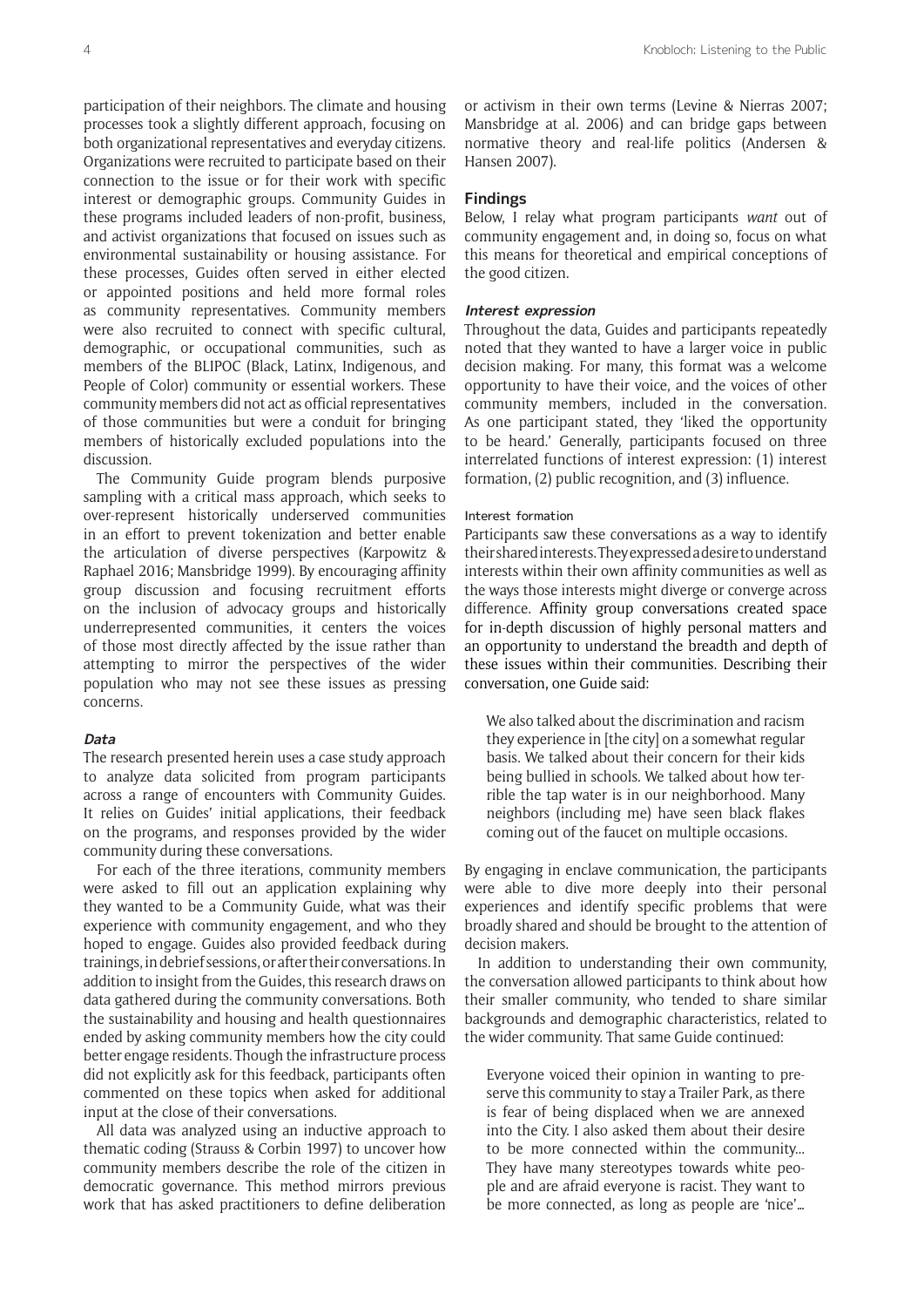participation of their neighbors. The climate and housing processes took a slightly different approach, focusing on both organizational representatives and everyday citizens. Organizations were recruited to participate based on their connection to the issue or for their work with specific interest or demographic groups. Community Guides in these programs included leaders of non-profit, business, and activist organizations that focused on issues such as environmental sustainability or housing assistance. For these processes, Guides often served in either elected or appointed positions and held more formal roles as community representatives. Community members were also recruited to connect with specific cultural, demographic, or occupational communities, such as members of the BLIPOC (Black, Latinx, Indigenous, and People of Color) community or essential workers. These community members did not act as official representatives of those communities but were a conduit for bringing members of historically excluded populations into the discussion.

The Community Guide program blends purposive sampling with a critical mass approach, which seeks to over-represent historically underserved communities in an effort to prevent tokenization and better enable the articulation of diverse perspectives (Karpowitz & Raphael 2016; Mansbridge 1999). By encouraging affinity group discussion and focusing recruitment efforts on the inclusion of advocacy groups and historically underrepresented communities, it centers the voices of those most directly affected by the issue rather than attempting to mirror the perspectives of the wider population who may not see these issues as pressing concerns.

### *Data*

The research presented herein uses a case study approach to analyze data solicited from program participants across a range of encounters with Community Guides. It relies on Guides' initial applications, their feedback on the programs, and responses provided by the wider community during these conversations.

For each of the three iterations, community members were asked to fill out an application explaining why they wanted to be a Community Guide, what was their experience with community engagement, and who they hoped to engage. Guides also provided feedback during trainings, in debrief sessions, or after their conversations. In addition to insight from the Guides, this research draws on data gathered during the community conversations. Both the sustainability and housing and health questionnaires ended by asking community members how the city could better engage residents. Though the infrastructure process did not explicitly ask for this feedback, participants often commented on these topics when asked for additional input at the close of their conversations.

All data was analyzed using an inductive approach to thematic coding (Strauss & Corbin 1997) to uncover how community members describe the role of the citizen in democratic governance. This method mirrors previous work that has asked practitioners to define deliberation or activism in their own terms (Levine & Nierras 2007; Mansbridge at al. 2006) and can bridge gaps between normative theory and real-life politics (Andersen & Hansen 2007).

## Findings

Below, I relay what program participants *want* out of community engagement and, in doing so, focus on what this means for theoretical and empirical conceptions of the good citizen.

### *Interest expression*

Throughout the data, Guides and participants repeatedly noted that they wanted to have a larger voice in public decision making. For many, this format was a welcome opportunity to have their voice, and the voices of other community members, included in the conversation. As one participant stated, they 'liked the opportunity to be heard.' Generally, participants focused on three interrelated functions of interest expression: (1) interest formation, (2) public recognition, and (3) influence.

#### Interest formation

Participants saw these conversations as a way to identify their shared interests. They expressed a desire to understand interests within their own affinity communities as well as the ways those interests might diverge or converge across difference. Affinity group conversations created space for in-depth discussion of highly personal matters and an opportunity to understand the breadth and depth of these issues within their communities. Describing their conversation, one Guide said:

> We also talked about the discrimination and racism they experience in [the city] on a somewhat regular basis. We talked about their concern for their kids being bullied in schools. We talked about how terrible the tap water is in our neighborhood. Many neighbors (including me) have seen black flakes coming out of the faucet on multiple occasions.

By engaging in enclave communication, the participants were able to dive more deeply into their personal experiences and identify specific problems that were broadly shared and should be brought to the attention of decision makers.

In addition to understanding their own community, the conversation allowed participants to think about how their smaller community, who tended to share similar backgrounds and demographic characteristics, related to the wider community. That same Guide continued:

> Everyone voiced their opinion in wanting to preserve this community to stay a Trailer Park, as there is fear of being displaced when we are annexed into the City. I also asked them about their desire to be more connected within the community... They have many stereotypes towards white people and are afraid everyone is racist. They want to be more connected, as long as people are 'nice'...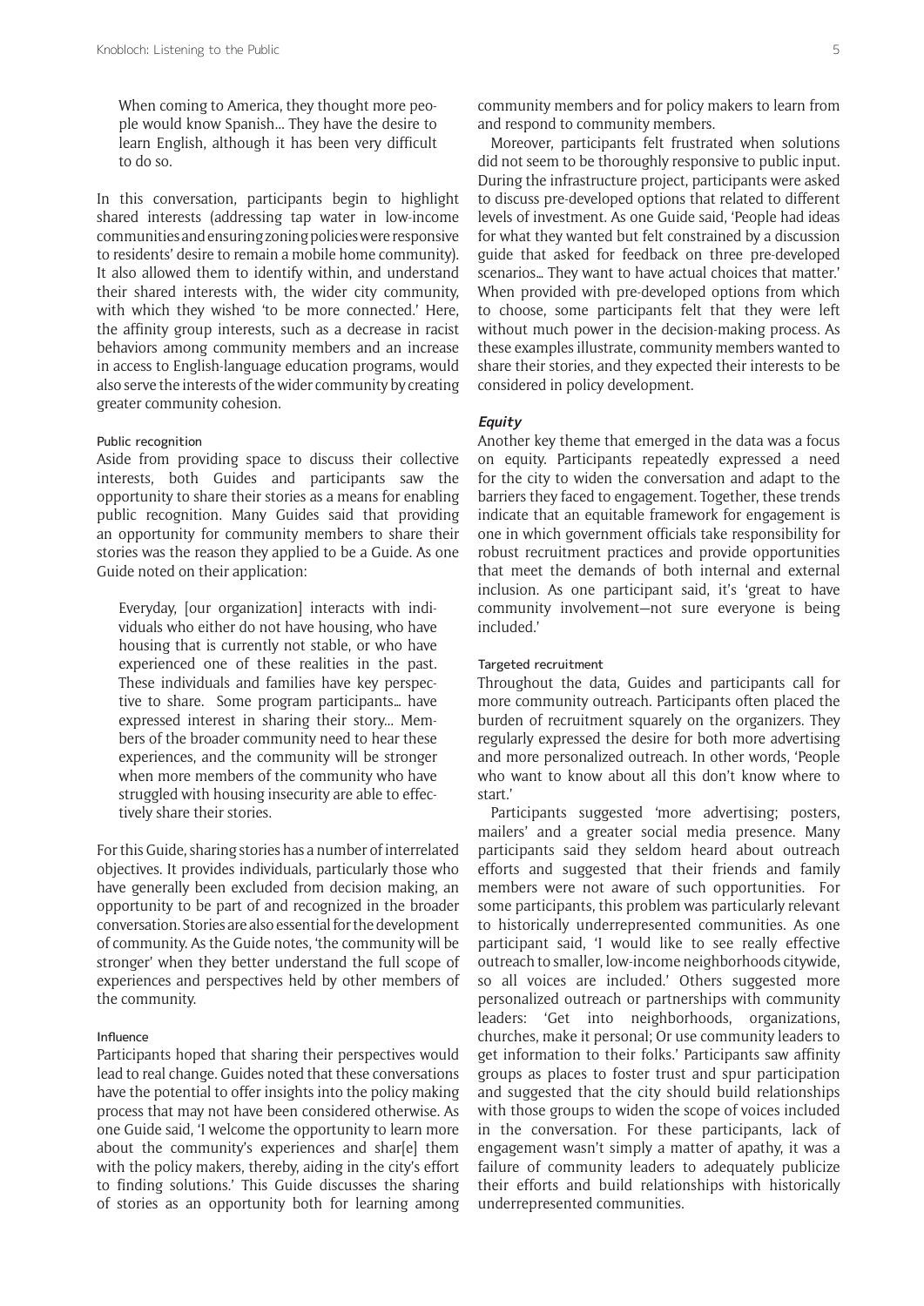> When coming to America, they thought more people would know Spanish... They have the desire to learn English, although it has been very difficult to do so.

In this conversation, participants begin to highlight shared interests (addressing tap water in low-income communities and ensuring zoning policies were responsive to residents' desire to remain a mobile home community). It also allowed them to identify within, and understand their shared interests with, the wider city community, with which they wished 'to be more connected.' Here, the affinity group interests, such as a decrease in racist behaviors among community members and an increase in access to English-language education programs, would also serve the interests of the wider community by creating greater community cohesion.

#### Public recognition

Aside from providing space to discuss their collective interests, both Guides and participants saw the opportunity to share their stories as a means for enabling public recognition. Many Guides said that providing an opportunity for community members to share their stories was the reason they applied to be a Guide. As one Guide noted on their application:

> Everyday, [our organization] interacts with individuals who either do not have housing, who have housing that is currently not stable, or who have experienced one of these realities in the past. These individuals and families have key perspective to share. Some program participants... have expressed interest in sharing their story... Members of the broader community need to hear these experiences, and the community will be stronger when more members of the community who have struggled with housing insecurity are able to effectively share their stories.

For this Guide, sharing stories has a number of interrelated objectives. It provides individuals, particularly those who have generally been excluded from decision making, an opportunity to be part of and recognized in the broader conversation. Stories are also essential for the development of community. As the Guide notes, 'the community will be stronger' when they better understand the full scope of experiences and perspectives held by other members of the community.

#### Influence

Participants hoped that sharing their perspectives would lead to real change. Guides noted that these conversations have the potential to offer insights into the policy making process that may not have been considered otherwise. As one Guide said, 'I welcome the opportunity to learn more about the community's experiences and shar[e] them with the policy makers, thereby, aiding in the city's effort to finding solutions.' This Guide discusses the sharing of stories as an opportunity both for learning among community members and for policy makers to learn from and respond to community members.

Moreover, participants felt frustrated when solutions did not seem to be thoroughly responsive to public input. During the infrastructure project, participants were asked to discuss pre-developed options that related to different levels of investment. As one Guide said, 'People had ideas for what they wanted but felt constrained by a discussion guide that asked for feedback on three pre-developed scenarios... They want to have actual choices that matter.' When provided with pre-developed options from which to choose, some participants felt that they were left without much power in the decision-making process. As these examples illustrate, community members wanted to share their stories, and they expected their interests to be considered in policy development.

### *Equity*

Another key theme that emerged in the data was a focus on equity. Participants repeatedly expressed a need for the city to widen the conversation and adapt to the barriers they faced to engagement. Together, these trends indicate that an equitable framework for engagement is one in which government officials take responsibility for robust recruitment practices and provide opportunities that meet the demands of both internal and external inclusion. As one participant said, it's 'great to have community involvement—not sure everyone is being included.'

#### Targeted recruitment

Throughout the data, Guides and participants call for more community outreach. Participants often placed the burden of recruitment squarely on the organizers. They regularly expressed the desire for both more advertising and more personalized outreach. In other words, 'People who want to know about all this don't know where to start.'

Participants suggested 'more advertising; posters, mailers' and a greater social media presence. Many participants said they seldom heard about outreach efforts and suggested that their friends and family members were not aware of such opportunities. For some participants, this problem was particularly relevant to historically underrepresented communities. As one participant said, 'I would like to see really effective outreach to smaller, low-income neighborhoods citywide, so all voices are included.' Others suggested more personalized outreach or partnerships with community leaders: 'Get into neighborhoods, organizations, churches, make it personal; Or use community leaders to get information to their folks.' Participants saw affinity groups as places to foster trust and spur participation and suggested that the city should build relationships with those groups to widen the scope of voices included in the conversation. For these participants, lack of engagement wasn't simply a matter of apathy, it was a failure of community leaders to adequately publicize their efforts and build relationships with historically underrepresented communities.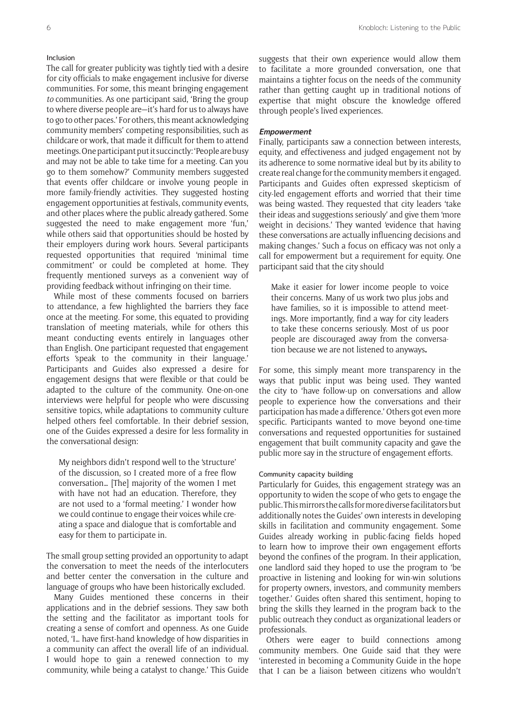#### Inclusion

The call for greater publicity was tightly tied with a desire for city officials to make engagement inclusive for diverse communities. For some, this meant bringing engagement *to* communities. As one participant said, 'Bring the group to where diverse people are—it's hard for us to always have to go to other paces.' For others, this meant acknowledging community members' competing responsibilities, such as childcare or work, that made it difficult for them to attend meetings. One participant put it succinctly: 'People are busy and may not be able to take time for a meeting. Can you go to them somehow?' Community members suggested that events offer childcare or involve young people in more family-friendly activities. They suggested hosting engagement opportunities at festivals, community events, and other places where the public already gathered. Some suggested the need to make engagement more 'fun,' while others said that opportunities should be hosted by their employers during work hours. Several participants requested opportunities that required 'minimal time commitment' or could be completed at home. They frequently mentioned surveys as a convenient way of providing feedback without infringing on their time.

While most of these comments focused on barriers to attendance, a few highlighted the barriers they face once at the meeting. For some, this equated to providing translation of meeting materials, while for others this meant conducting events entirely in languages other than English. One participant requested that engagement efforts 'speak to the community in their language.' Participants and Guides also expressed a desire for engagement designs that were flexible or that could be adapted to the culture of the community. One-on-one interviews were helpful for people who were discussing sensitive topics, while adaptations to community culture helped others feel comfortable. In their debrief session, one of the Guides expressed a desire for less formality in the conversational design:

> My neighbors didn't respond well to the 'structure' of the discussion, so I created more of a free flow conversation… [The] majority of the women I met with have not had an education. Therefore, they are not used to a 'formal meeting.' I wonder how we could continue to engage their voices while creating a space and dialogue that is comfortable and easy for them to participate in.

The small group setting provided an opportunity to adapt the conversation to meet the needs of the interlocuters and better center the conversation in the culture and language of groups who have been historically excluded.

Many Guides mentioned these concerns in their applications and in the debrief sessions. They saw both the setting and the facilitator as important tools for creating a sense of comfort and openness. As one Guide noted, 'I… have first-hand knowledge of how disparities in a community can affect the overall life of an individual. I would hope to gain a renewed connection to my community, while being a catalyst to change.' This Guide suggests that their own experience would allow them to facilitate a more grounded conversation, one that maintains a tighter focus on the needs of the community rather than getting caught up in traditional notions of expertise that might obscure the knowledge offered through people's lived experiences.

### *Empowerment*

Finally, participants saw a connection between interests, equity, and effectiveness and judged engagement not by its adherence to some normative ideal but by its ability to create real change for the community members it engaged. Participants and Guides often expressed skepticism of city-led engagement efforts and worried that their time was being wasted. They requested that city leaders 'take their ideas and suggestions seriously' and give them 'more weight in decisions.' They wanted 'evidence that having these conversations are actually influencing decisions and making changes.' Such a focus on efficacy was not only a call for empowerment but a requirement for equity. One participant said that the city should

> Make it easier for lower income people to voice their concerns. Many of us work two plus jobs and have families, so it is impossible to attend meetings. More importantly, find a way for city leaders to take these concerns seriously. Most of us poor people are discouraged away from the conversation because we are not listened to anyways**.**

For some, this simply meant more transparency in the ways that public input was being used. They wanted the city to 'have follow-up on conversations and allow people to experience how the conversations and their participation has made a difference.' Others got even more specific. Participants wanted to move beyond one-time conversations and requested opportunities for sustained engagement that built community capacity and gave the public more say in the structure of engagement efforts.

#### Community capacity building

Particularly for Guides, this engagement strategy was an opportunity to widen the scope of who gets to engage the public. This mirrors the calls for more diverse facilitators but additionally notes the Guides' own interests in developing skills in facilitation and community engagement. Some Guides already working in public-facing fields hoped to learn how to improve their own engagement efforts beyond the confines of the program. In their application, one landlord said they hoped to use the program to 'be proactive in listening and looking for win-win solutions for property owners, investors, and community members together.' Guides often shared this sentiment, hoping to bring the skills they learned in the program back to the public outreach they conduct as organizational leaders or professionals.

Others were eager to build connections among community members. One Guide said that they were 'interested in becoming a Community Guide in the hope that I can be a liaison between citizens who wouldn't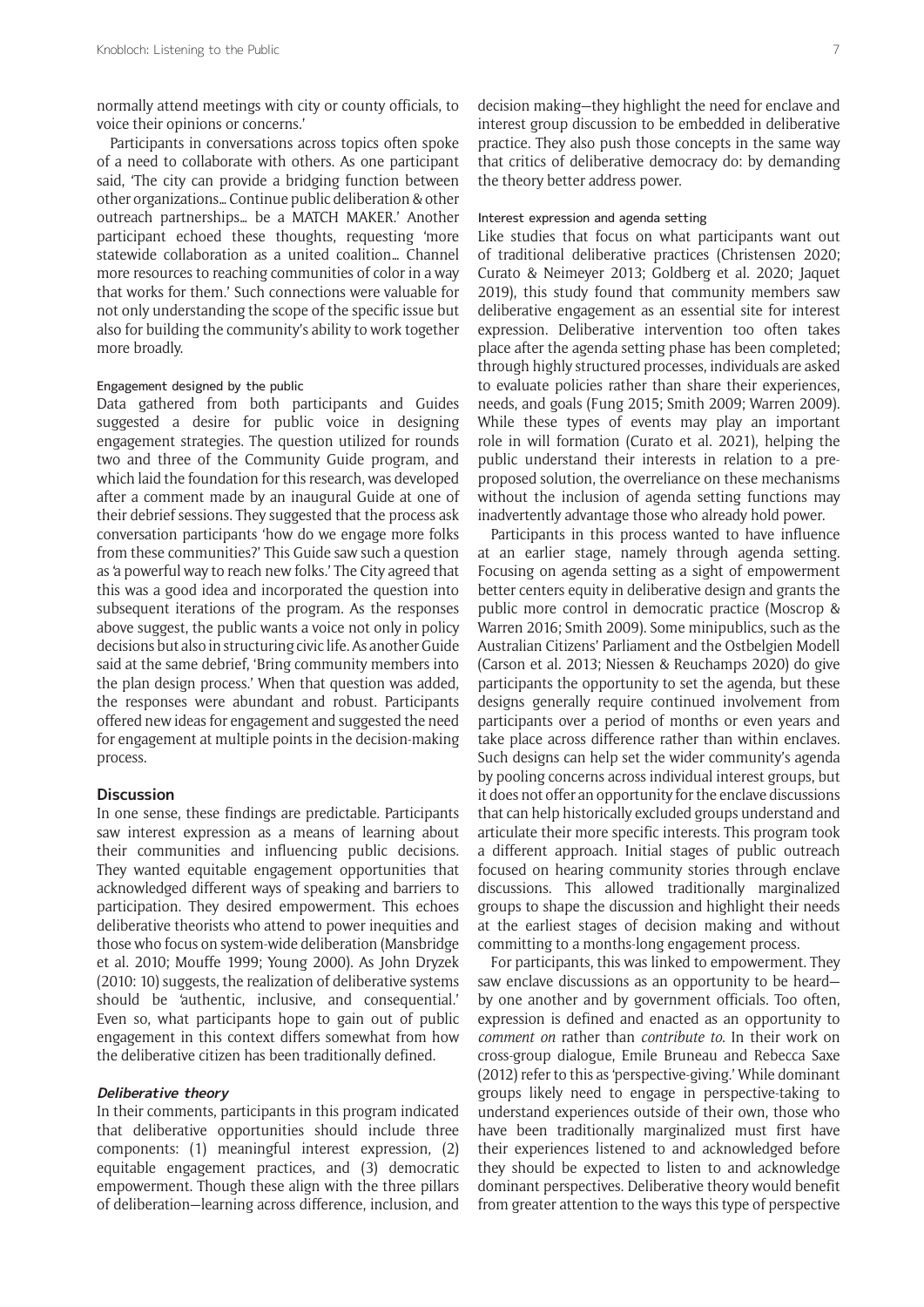normally attend meetings with city or county officials, to voice their opinions or concerns.'

Participants in conversations across topics often spoke of a need to collaborate with others. As one participant said, 'The city can provide a bridging function between other organizations… Continue public deliberation & other outreach partnerships… be a MATCH MAKER.' Another participant echoed these thoughts, requesting 'more statewide collaboration as a united coalition… Channel more resources to reaching communities of color in a way that works for them.' Such connections were valuable for not only understanding the scope of the specific issue but also for building the community's ability to work together more broadly.

#### Engagement designed by the public

Data gathered from both participants and Guides suggested a desire for public voice in designing engagement strategies. The question utilized for rounds two and three of the Community Guide program, and which laid the foundation for this research, was developed after a comment made by an inaugural Guide at one of their debrief sessions. They suggested that the process ask conversation participants 'how do we engage more folks from these communities?' This Guide saw such a question as 'a powerful way to reach new folks.' The City agreed that this was a good idea and incorporated the question into subsequent iterations of the program. As the responses above suggest, the public wants a voice not only in policy decisions but also in structuring civic life. As another Guide said at the same debrief, 'Bring community members into the plan design process.' When that question was added, the responses were abundant and robust. Participants offered new ideas for engagement and suggested the need for engagement at multiple points in the decision-making process.

## Discussion

In one sense, these findings are predictable. Participants saw interest expression as a means of learning about their communities and influencing public decisions. They wanted equitable engagement opportunities that acknowledged different ways of speaking and barriers to participation. They desired empowerment. This echoes deliberative theorists who attend to power inequities and those who focus on system-wide deliberation (Mansbridge et al. 2010; Mouffe 1999; Young 2000). As John Dryzek (2010: 10) suggests, the realization of deliberative systems should be 'authentic, inclusive, and consequential.' Even so, what participants hope to gain out of public engagement in this context differs somewhat from how the deliberative citizen has been traditionally defined.

### *Deliberative theory*

In their comments, participants in this program indicated that deliberative opportunities should include three components: (1) meaningful interest expression, (2) equitable engagement practices, and (3) democratic empowerment. Though these align with the three pillars of deliberation—learning across difference, inclusion, and decision making—they highlight the need for enclave and interest group discussion to be embedded in deliberative practice. They also push those concepts in the same way that critics of deliberative democracy do: by demanding the theory better address power.

#### Interest expression and agenda setting

Like studies that focus on what participants want out of traditional deliberative practices (Christensen 2020; Curato & Neimeyer 2013; Goldberg et al. 2020; Jaquet 2019), this study found that community members saw deliberative engagement as an essential site for interest expression. Deliberative intervention too often takes place after the agenda setting phase has been completed; through highly structured processes, individuals are asked to evaluate policies rather than share their experiences, needs, and goals (Fung 2015; Smith 2009; Warren 2009). While these types of events may play an important role in will formation (Curato et al. 2021), helping the public understand their interests in relation to a pre-proposed solution, the overreliance on these mechanisms without the inclusion of agenda setting functions may inadvertently advantage those who already hold power.

Participants in this process wanted to have influence at an earlier stage, namely through agenda setting. Focusing on agenda setting as a sight of empowerment better centers equity in deliberative design and grants the public more control in democratic practice (Moscrop & Warren 2016; Smith 2009). Some minipublics, such as the Australian Citizens' Parliament and the Ostbelgien Modell (Carson et al. 2013; Niessen & Reuchamps 2020) do give participants the opportunity to set the agenda, but these designs generally require continued involvement from participants over a period of months or even years and take place across difference rather than within enclaves. Such designs can help set the wider community's agenda by pooling concerns across individual interest groups, but it does not offer an opportunity for the enclave discussions that can help historically excluded groups understand and articulate their more specific interests. This program took a different approach. Initial stages of public outreach focused on hearing community stories through enclave discussions. This allowed traditionally marginalized groups to shape the discussion and highlight their needs at the earliest stages of decision making and without committing to a months-long engagement process.

For participants, this was linked to empowerment. They saw enclave discussions as an opportunity to be heard—by one another and by government officials. Too often, expression is defined and enacted as an opportunity to *comment on* rather than *contribute to*. In their work on cross-group dialogue, Emile Bruneau and Rebecca Saxe (2012) refer to this as 'perspective-giving.' While dominant groups likely need to engage in perspective-taking to understand experiences outside of their own, those who have been traditionally marginalized must first have their experiences listened to and acknowledged before they should be expected to listen to and acknowledge dominant perspectives. Deliberative theory would benefit from greater attention to the ways this type of perspective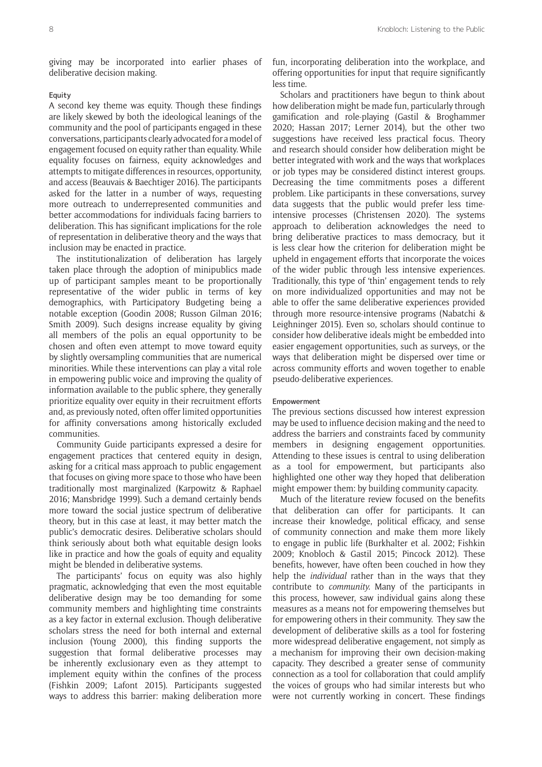giving may be incorporated into earlier phases of deliberative decision making.

#### Equity

A second key theme was equity. Though these findings are likely skewed by both the ideological leanings of the community and the pool of participants engaged in these conversations, participants clearly advocated for a model of engagement focused on equity rather than equality. While equality focuses on fairness, equity acknowledges and attempts to mitigate differences in resources, opportunity, and access (Beauvais & Baechtiger 2016). The participants asked for the latter in a number of ways, requesting more outreach to underrepresented communities and better accommodations for individuals facing barriers to deliberation. This has significant implications for the role of representation in deliberative theory and the ways that inclusion may be enacted in practice.

The institutionalization of deliberation has largely taken place through the adoption of minipublics made up of participant samples meant to be proportionally representative of the wider public in terms of key demographics, with Participatory Budgeting being a notable exception (Goodin 2008; Russon Gilman 2016; Smith 2009). Such designs increase equality by giving all members of the polis an equal opportunity to be chosen and often even attempt to move toward equity by slightly oversampling communities that are numerical minorities. While these interventions can play a vital role in empowering public voice and improving the quality of information available to the public sphere, they generally prioritize equality over equity in their recruitment efforts and, as previously noted, often offer limited opportunities for affinity conversations among historically excluded communities.

Community Guide participants expressed a desire for engagement practices that centered equity in design, asking for a critical mass approach to public engagement that focuses on giving more space to those who have been traditionally most marginalized (Karpowitz & Raphael 2016; Mansbridge 1999). Such a demand certainly bends more toward the social justice spectrum of deliberative theory, but in this case at least, it may better match the public's democratic desires. Deliberative scholars should think seriously about both what equitable design looks like in practice and how the goals of equity and equality might be blended in deliberative systems.

The participants' focus on equity was also highly pragmatic, acknowledging that even the most equitable deliberative design may be too demanding for some community members and highlighting time constraints as a key factor in external exclusion. Though deliberative scholars stress the need for both internal and external inclusion (Young 2000), this finding supports the suggestion that formal deliberative processes may be inherently exclusionary even as they attempt to implement equity within the confines of the process (Fishkin 2009; Lafont 2015). Participants suggested ways to address this barrier: making deliberation more fun, incorporating deliberation into the workplace, and offering opportunities for input that require significantly less time.

Scholars and practitioners have begun to think about how deliberation might be made fun, particularly through gamification and role-playing (Gastil & Broghammer 2020; Hassan 2017; Lerner 2014), but the other two suggestions have received less practical focus. Theory and research should consider how deliberation might be better integrated with work and the ways that workplaces or job types may be considered distinct interest groups. Decreasing the time commitments poses a different problem. Like participants in these conversations, survey data suggests that the public would prefer less time-intensive processes (Christensen 2020). The systems approach to deliberation acknowledges the need to bring deliberative practices to mass democracy, but it is less clear how the criterion for deliberation might be upheld in engagement efforts that incorporate the voices of the wider public through less intensive experiences. Traditionally, this type of 'thin' engagement tends to rely on more individualized opportunities and may not be able to offer the same deliberative experiences provided through more resource-intensive programs (Nabatchi & Leighninger 2015). Even so, scholars should continue to consider how deliberative ideals might be embedded into easier engagement opportunities, such as surveys, or the ways that deliberation might be dispersed over time or across community efforts and woven together to enable pseudo-deliberative experiences.

#### Empowerment

The previous sections discussed how interest expression may be used to influence decision making and the need to address the barriers and constraints faced by community members in designing engagement opportunities. Attending to these issues is central to using deliberation as a tool for empowerment, but participants also highlighted one other way they hoped that deliberation might empower them: by building community capacity.

Much of the literature review focused on the benefits that deliberation can offer for participants. It can increase their knowledge, political efficacy, and sense of community connection and make them more likely to engage in public life (Burkhalter et al. 2002; Fishkin 2009; Knobloch & Gastil 2015; Pincock 2012). These benefits, however, have often been couched in how they help the *individual* rather than in the ways that they contribute to *community.* Many of the participants in this process, however, saw individual gains along these measures as a means not for empowering themselves but for empowering others in their community. They saw the development of deliberative skills as a tool for fostering more widespread deliberative engagement, not simply as a mechanism for improving their own decision-making capacity. They described a greater sense of community connection as a tool for collaboration that could amplify the voices of groups who had similar interests but who were not currently working in concert. These findings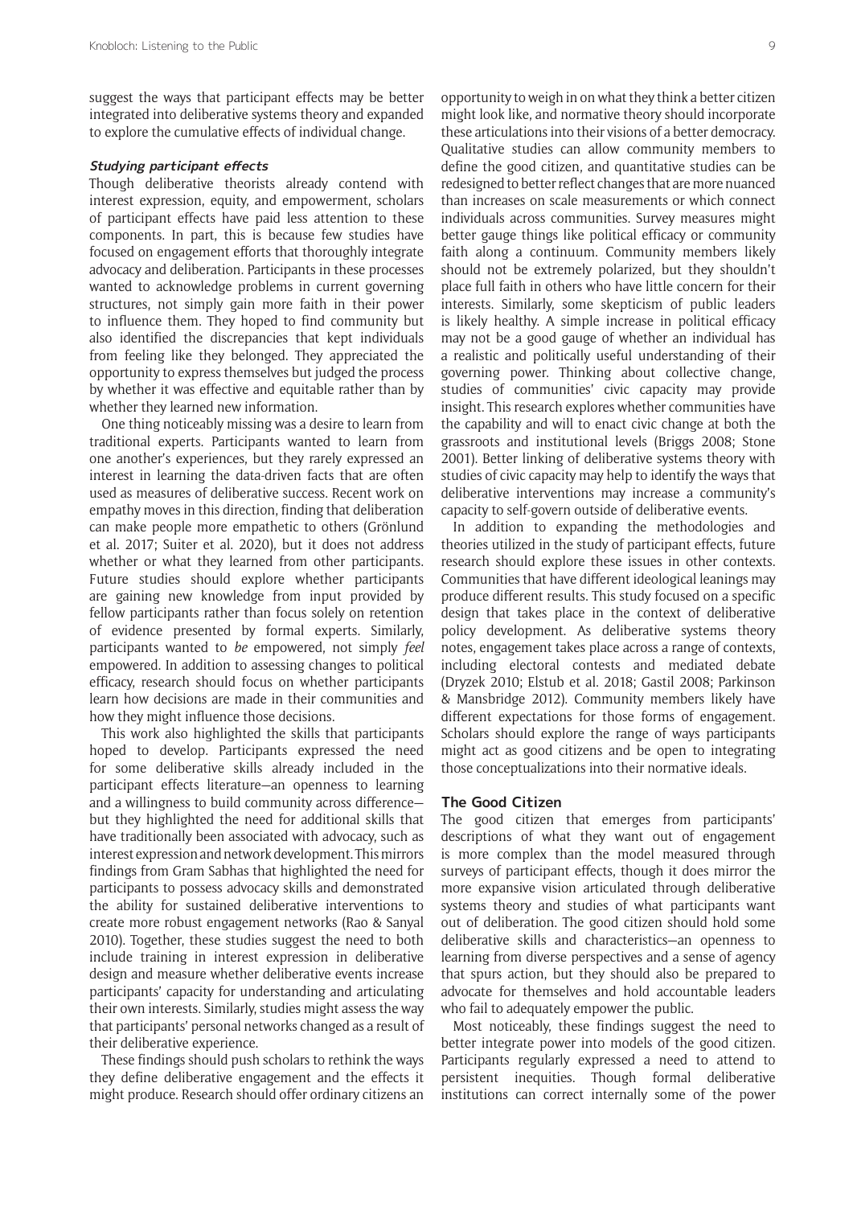suggest the ways that participant effects may be better integrated into deliberative systems theory and expanded to explore the cumulative effects of individual change.

### *Studying participant effects*

Though deliberative theorists already contend with interest expression, equity, and empowerment, scholars of participant effects have paid less attention to these components. In part, this is because few studies have focused on engagement efforts that thoroughly integrate advocacy and deliberation. Participants in these processes wanted to acknowledge problems in current governing structures, not simply gain more faith in their power to influence them. They hoped to find community but also identified the discrepancies that kept individuals from feeling like they belonged. They appreciated the opportunity to express themselves but judged the process by whether it was effective and equitable rather than by whether they learned new information.

One thing noticeably missing was a desire to learn from traditional experts. Participants wanted to learn from one another's experiences, but they rarely expressed an interest in learning the data-driven facts that are often used as measures of deliberative success. Recent work on empathy moves in this direction, finding that deliberation can make people more empathetic to others (Grönlund et al. 2017; Suiter et al. 2020), but it does not address whether or what they learned from other participants. Future studies should explore whether participants are gaining new knowledge from input provided by fellow participants rather than focus solely on retention of evidence presented by formal experts. Similarly, participants wanted to *be* empowered, not simply *feel* empowered. In addition to assessing changes to political efficacy, research should focus on whether participants learn how decisions are made in their communities and how they might influence those decisions.

This work also highlighted the skills that participants hoped to develop. Participants expressed the need for some deliberative skills already included in the participant effects literature—an openness to learning and a willingness to build community across difference—but they highlighted the need for additional skills that have traditionally been associated with advocacy, such as interest expression and network development. This mirrors findings from Gram Sabhas that highlighted the need for participants to possess advocacy skills and demonstrated the ability for sustained deliberative interventions to create more robust engagement networks (Rao & Sanyal 2010). Together, these studies suggest the need to both include training in interest expression in deliberative design and measure whether deliberative events increase participants' capacity for understanding and articulating their own interests. Similarly, studies might assess the way that participants' personal networks changed as a result of their deliberative experience.

These findings should push scholars to rethink the ways they define deliberative engagement and the effects it might produce. Research should offer ordinary citizens an opportunity to weigh in on what they think a better citizen might look like, and normative theory should incorporate these articulations into their visions of a better democracy. Qualitative studies can allow community members to define the good citizen, and quantitative studies can be redesigned to better reflect changes that are more nuanced than increases on scale measurements or which connect individuals across communities. Survey measures might better gauge things like political efficacy or community faith along a continuum. Community members likely should not be extremely polarized, but they shouldn't place full faith in others who have little concern for their interests. Similarly, some skepticism of public leaders is likely healthy. A simple increase in political efficacy may not be a good gauge of whether an individual has a realistic and politically useful understanding of their governing power. Thinking about collective change, studies of communities' civic capacity may provide insight. This research explores whether communities have the capability and will to enact civic change at both the grassroots and institutional levels (Briggs 2008; Stone 2001). Better linking of deliberative systems theory with studies of civic capacity may help to identify the ways that deliberative interventions may increase a community's capacity to self-govern outside of deliberative events.

In addition to expanding the methodologies and theories utilized in the study of participant effects, future research should explore these issues in other contexts. Communities that have different ideological leanings may produce different results. This study focused on a specific design that takes place in the context of deliberative policy development. As deliberative systems theory notes, engagement takes place across a range of contexts, including electoral contests and mediated debate (Dryzek 2010; Elstub et al. 2018; Gastil 2008; Parkinson & Mansbridge 2012). Community members likely have different expectations for those forms of engagement. Scholars should explore the range of ways participants might act as good citizens and be open to integrating those conceptualizations into their normative ideals.

## The Good Citizen

The good citizen that emerges from participants' descriptions of what they want out of engagement is more complex than the model measured through surveys of participant effects, though it does mirror the more expansive vision articulated through deliberative systems theory and studies of what participants want out of deliberation. The good citizen should hold some deliberative skills and characteristics—an openness to learning from diverse perspectives and a sense of agency that spurs action, but they should also be prepared to advocate for themselves and hold accountable leaders who fail to adequately empower the public.

Most noticeably, these findings suggest the need to better integrate power into models of the good citizen. Participants regularly expressed a need to attend to persistent inequities. Though formal deliberative institutions can correct internally some of the power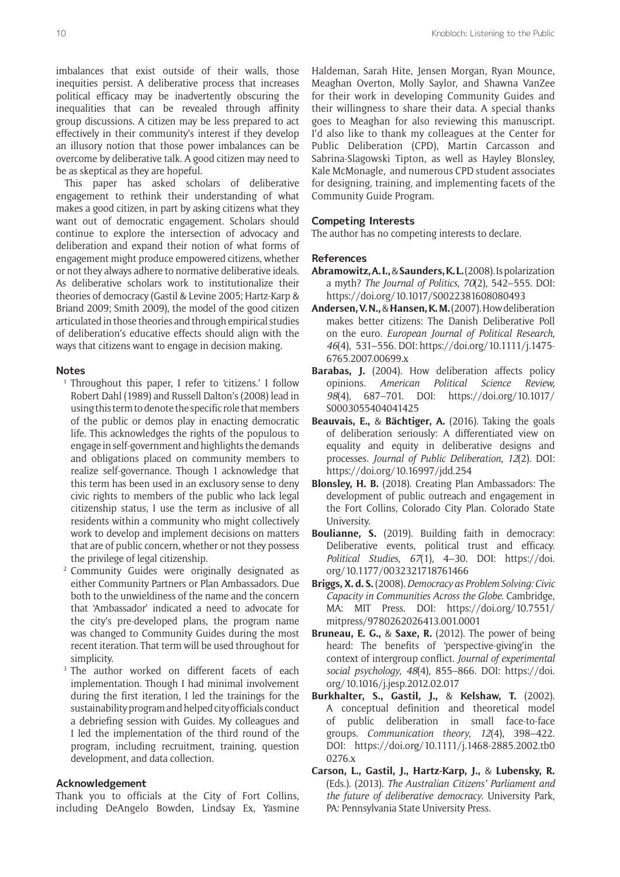imbalances that exist outside of their walls, those inequities persist. A deliberative process that increases political efficacy may be inadvertently obscuring the inequalities that can be revealed through affinity group discussions. A citizen may be less prepared to act effectively in their community's interest if they develop an illusory notion that those power imbalances can be overcome by deliberative talk. A good citizen may need to be as skeptical as they are hopeful.

This paper has asked scholars of deliberative engagement to rethink their understanding of what makes a good citizen, in part by asking citizens what they want out of democratic engagement. Scholars should continue to explore the intersection of advocacy and deliberation and expand their notion of what forms of engagement might produce empowered citizens, whether or not they always adhere to normative deliberative ideals. As deliberative scholars work to institutionalize their theories of democracy (Gastil & Levine 2005; Hartz-Karp & Briand 2009; Smith 2009), the model of the good citizen articulated in those theories and through empirical studies of deliberation's educative effects should align with the ways that citizens want to engage in decision making.

## Notes

[1] Throughout this paper, I refer to 'citizens.' I follow Robert Dahl (1989) and Russell Dalton's (2008) lead in using this term to denote the specific role that members of the public or demos play in enacting democratic life. This acknowledges the rights of the populous to engage in self-government and highlights the demands and obligations placed on community members to realize self-governance. Though I acknowledge that this term has been used in an exclusory sense to deny civic rights to members of the public who lack legal citizenship status, I use the term as inclusive of all residents within a community who might collectively work to develop and implement decisions on matters that are of public concern, whether or not they possess the privilege of legal citizenship.

[2] Community Guides were originally designated as either Community Partners or Plan Ambassadors. Due both to the unwieldiness of the name and the concern that 'Ambassador' indicated a need to advocate for the city's pre-developed plans, the program name was changed to Community Guides during the most recent iteration. That term will be used throughout for simplicity.

[3] The author worked on different facets of each implementation. Though I had minimal involvement during the first iteration, I led the trainings for the sustainability program and helped city officials conduct a debriefing session with Guides. My colleagues and I led the implementation of the third round of the program, including recruitment, training, question development, and data collection.

## Acknowledgement

Thank you to officials at the City of Fort Collins, including DeAngelo Bowden, Lindsay Ex, Yasmine Haldeman, Sarah Hite, Jensen Morgan, Ryan Mounce, Meaghan Overton, Molly Saylor, and Shawna VanZee for their work in developing Community Guides and their willingness to share their data. A special thanks goes to Meaghan for also reviewing this manuscript. I'd also like to thank my colleagues at the Center for Public Deliberation (CPD), Martin Carcasson and Sabrina-Slagowski Tipton, as well as Hayley Blonsley, Kale McMonagle, and numerous CPD student associates for designing, training, and implementing facets of the Community Guide Program.

## Competing Interests

The author has no competing interests to declare.

## References

**Abramowitz, A. I.,** & **Saunders, K. L.** (2008). Is polarization a myth? *The Journal of Politics, 70*(2), 542–555. DOI: https://doi.org/10.1017/S0022381608080493

**Andersen, V. N.,** & **Hansen, K. M.** (2007). How deliberation makes better citizens: The Danish Deliberative Poll on the euro. *European Journal of Political Research, 46*(4), 531–556. DOI: https://doi.org/10.1111/j.1475-6765.2007.00699.x

**Barabas, J.** (2004). How deliberation affects policy opinions. *American Political Science Review, 98*(4), 687–701. DOI: https://doi.org/10.1017/S0003055404041425

**Beauvais, E.,** & **Bächtiger, A.** (2016). Taking the goals of deliberation seriously: A differentiated view on equality and equity in deliberative designs and processes. *Journal of Public Deliberation, 12*(2). DOI: https://doi.org/10.16997/jdd.254

**Blonsley, H. B.** (2018). Creating Plan Ambassadors: The development of public outreach and engagement in the Fort Collins, Colorado City Plan. Colorado State University.

**Boulianne, S.** (2019). Building faith in democracy: Deliberative events, political trust and efficacy. *Political Studies*, *67*(1), 4–30. DOI: https://doi.org/10.1177/0032321718761466

**Briggs, X. d. S.** (2008). *Democracy as Problem Solving: Civic Capacity in Communities Across the Globe*. Cambridge, MA: MIT Press. DOI: https://doi.org/10.7551/mitpress/9780262026413.001.0001

**Bruneau, E. G.,** & **Saxe, R.** (2012). The power of being heard: The benefits of 'perspective-giving'in the context of intergroup conflict. *Journal of experimental social psychology*, *48*(4), 855–866. DOI: https://doi.org/10.1016/j.jesp.2012.02.017

**Burkhalter, S., Gastil, J.,** & **Kelshaw, T.** (2002). A conceptual definition and theoretical model of public deliberation in small face-to-face groups. *Communication theory*, *12*(4), 398–422. DOI: https://doi.org/10.1111/j.1468-2885.2002.tb00276.x

**Carson, L., Gastil, J., Hartz-Karp, J.,** & **Lubensky, R.** (Eds.). (2013). *The Australian Citizens' Parliament and the future of deliberative democracy*. University Park, PA: Pennsylvania State University Press.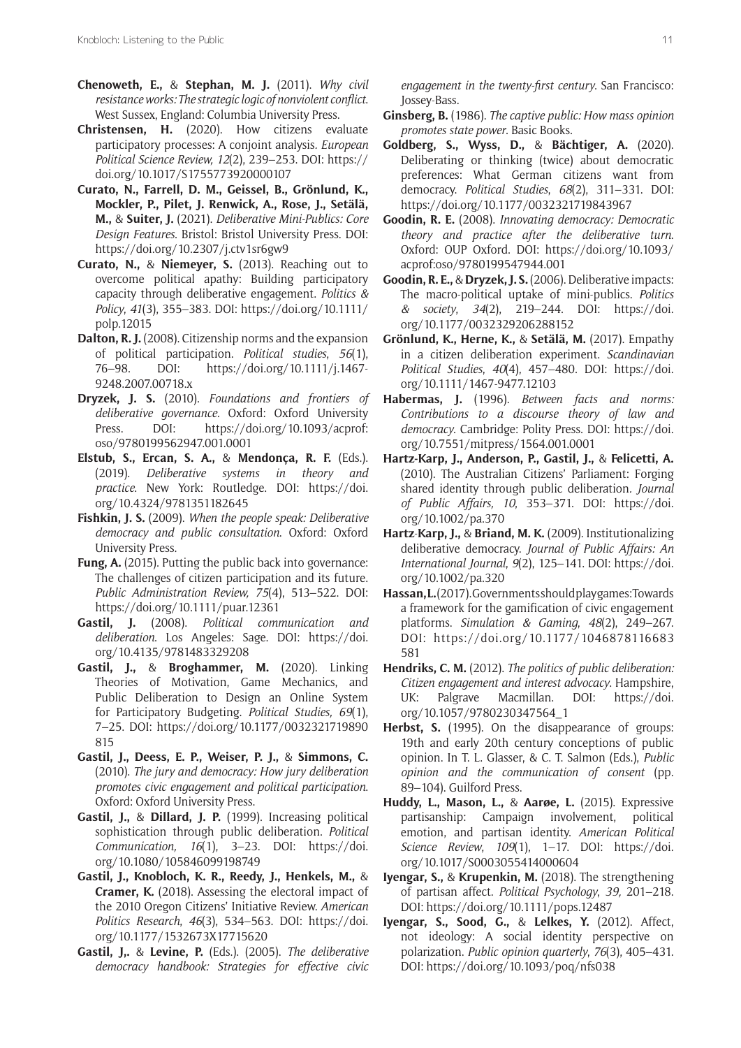**Chenoweth, E.,** & **Stephan, M. J.** (2011). *Why civil resistance works: The strategic logic of nonviolent conflict*. West Sussex, England: Columbia University Press.

**Christensen, H.** (2020). How citizens evaluate participatory processes: A conjoint analysis. *European Political Science Review, 12*(2), 239–253. DOI: https://doi.org/10.1017/S1755773920000107

**Curato, N., Farrell, D. M., Geissel, B., Grönlund, K., Mockler, P., Pilet, J. Renwick, A., Rose, J., Setälä, M.,** & **Suiter, J.** (2021). *Deliberative Mini-Publics: Core Design Features*. Bristol: Bristol University Press. DOI: https://doi.org/10.2307/j.ctv1sr6gw9

**Curato, N.,** & **Niemeyer, S.** (2013). Reaching out to overcome political apathy: Building participatory capacity through deliberative engagement. *Politics & Policy*, *41*(3), 355–383. DOI: https://doi.org/10.1111/polp.12015

**Dalton, R. J.** (2008). Citizenship norms and the expansion of political participation. *Political studies*, *56*(1), 76–98. DOI: https://doi.org/10.1111/j.1467-9248.2007.00718.x

**Dryzek, J. S.** (2010). *Foundations and frontiers of deliberative governance*. Oxford: Oxford University Press. DOI: https://doi.org/10.1093/acprof:oso/9780199562947.001.0001

**Elstub, S., Ercan, S. A.,** & **Mendonça, R. F.** (Eds.). (2019). *Deliberative systems in theory and practice*. New York: Routledge. DOI: https://doi.org/10.4324/9781351182645

**Fishkin, J. S.** (2009). *When the people speak: Deliberative democracy and public consultation*. Oxford: Oxford University Press.

**Fung, A.** (2015). Putting the public back into governance: The challenges of citizen participation and its future. *Public Administration Review, 75*(4), 513–522. DOI: https://doi.org/10.1111/puar.12361

**Gastil, J.** (2008). *Political communication and deliberation*. Los Angeles: Sage. DOI: https://doi.org/10.4135/9781483329208

**Gastil, J.,** & **Broghammer, M.** (2020). Linking Theories of Motivation, Game Mechanics, and Public Deliberation to Design an Online System for Participatory Budgeting. *Political Studies, 69*(1), 7–25. DOI: https://doi.org/10.1177/0032321719890815

**Gastil, J., Deess, E. P., Weiser, P. J.,** & **Simmons, C.** (2010). *The jury and democracy: How jury deliberation promotes civic engagement and political participation*. Oxford: Oxford University Press.

**Gastil, J.,** & **Dillard, J. P.** (1999). Increasing political sophistication through public deliberation. *Political Communication, 16*(1), 3–23. DOI: https://doi.org/10.1080/105846099198749

**Gastil, J., Knobloch, K. R., Reedy, J., Henkels, M.,** & **Cramer, K.** (2018). Assessing the electoral impact of the 2010 Oregon Citizens' Initiative Review. *American Politics Research*, *46*(3), 534–563. DOI: https://doi.org/10.1177/1532673X17715620

**Gastil, J,.** & **Levine, P.** (Eds.). (2005). *The deliberative democracy handbook: Strategies for effective civic engagement in the twenty-first century*. San Francisco: Jossey-Bass.

**Ginsberg, B.** (1986). *The captive public: How mass opinion promotes state power*. Basic Books.

**Goldberg, S., Wyss, D.,** & **Bächtiger, A.** (2020). Deliberating or thinking (twice) about democratic preferences: What German citizens want from democracy. *Political Studies*, *68*(2), 311–331. DOI: https://doi.org/10.1177/0032321719843967

**Goodin, R. E.** (2008). *Innovating democracy: Democratic theory and practice after the deliberative turn*. Oxford: OUP Oxford. DOI: https://doi.org/10.1093/acprof:oso/9780199547944.001

**Goodin, R. E.,** & **Dryzek, J. S.** (2006). Deliberative impacts: The macro-political uptake of mini-publics. *Politics & society*, *34*(2), 219–244. DOI: https://doi.org/10.1177/0032329206288152

**Grönlund, K., Herne, K.,** & **Setälä, M.** (2017). Empathy in a citizen deliberation experiment. *Scandinavian Political Studies*, *40*(4), 457–480. DOI: https://doi.org/10.1111/1467-9477.12103

**Habermas, J.** (1996). *Between facts and norms: Contributions to a discourse theory of law and democracy*. Cambridge: Polity Press. DOI: https://doi.org/10.7551/mitpress/1564.001.0001

**Hartz-Karp, J., Anderson, P., Gastil, J.,** & **Felicetti, A.** (2010). The Australian Citizens' Parliament: Forging shared identity through public deliberation. *Journal of Public Affairs, 10*, 353–371. DOI: https://doi.org/10.1002/pa.370

**Hartz-Karp, J.,** & **Briand, M. K.** (2009). Institutionalizing deliberative democracy. *Journal of Public Affairs: An International Journal*, *9*(2), 125–141. DOI: https://doi.org/10.1002/pa.320

**Hassan, L.** (2017). Governments should play games: Towards a framework for the gamification of civic engagement platforms. *Simulation & Gaming*, *48*(2), 249–267. DOI: https://doi.org/10.1177/1046878116683581

**Hendriks, C. M.** (2012). *The politics of public deliberation: Citizen engagement and interest advocacy*. Hampshire, UK: Palgrave Macmillan. DOI: https://doi.org/10.1057/9780230347564_1

**Herbst, S.** (1995). On the disappearance of groups: 19th and early 20th century conceptions of public opinion. In T. L. Glasser, & C. T. Salmon (Eds.), *Public opinion and the communication of consent* (pp. 89–104). Guilford Press.

**Huddy, L., Mason, L.,** & **Aarøe, L.** (2015). Expressive partisanship: Campaign involvement, political emotion, and partisan identity. *American Political Science Review*, *109*(1), 1–17. DOI: https://doi.org/10.1017/S0003055414000604

**Iyengar, S.,** & **Krupenkin, M.** (2018). The strengthening of partisan affect. *Political Psychology*, *39,* 201–218. DOI: https://doi.org/10.1111/pops.12487

**Iyengar, S., Sood, G.,** & **Lelkes, Y.** (2012). Affect, not ideology: A social identity perspective on polarization. *Public opinion quarterly*, *76*(3), 405–431. DOI: https://doi.org/10.1093/poq/nfs038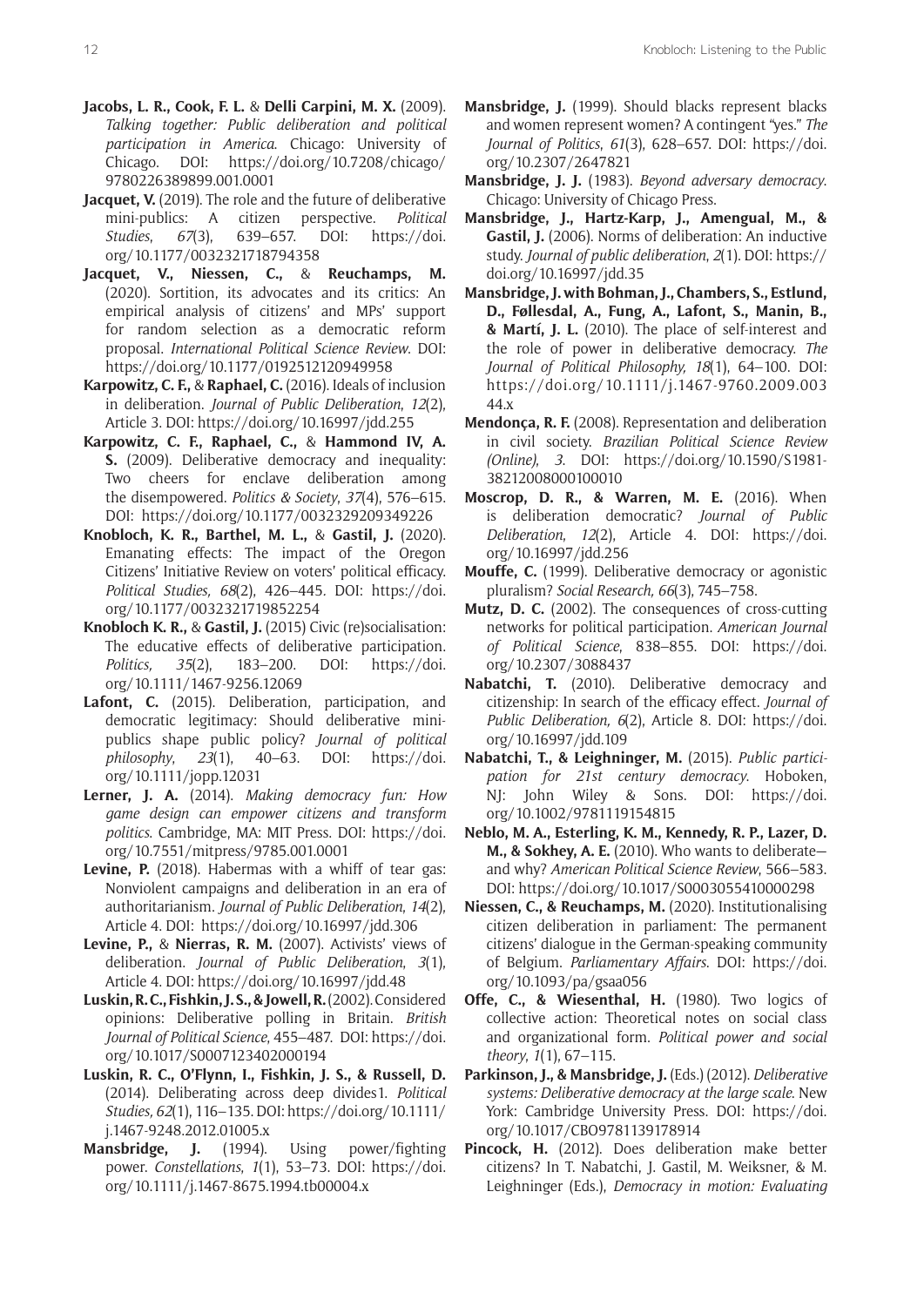**Jacobs, L. R., Cook, F. L.** & **Delli Carpini, M. X.** (2009). *Talking together: Public deliberation and political participation in America.* Chicago: University of Chicago. DOI: https://doi.org/10.7208/chicago/9780226389899.001.0001

**Jacquet, V.** (2019). The role and the future of deliberative mini-publics: A citizen perspective. *Political Studies*, *67*(3), 639–657. DOI: https://doi.org/10.1177/0032321718794358

**Jacquet, V., Niessen, C.,** & **Reuchamps, M.** (2020). Sortition, its advocates and its critics: An empirical analysis of citizens' and MPs' support for random selection as a democratic reform proposal. *International Political Science Review*. DOI: https://doi.org/10.1177/0192512120949958

**Karpowitz, C. F.,** & **Raphael, C.** (2016). Ideals of inclusion in deliberation. *Journal of Public Deliberation*, *12*(2), Article 3. DOI: https://doi.org/10.16997/jdd.255

**Karpowitz, C. F., Raphael, C.,** & **Hammond IV, A. S.** (2009). Deliberative democracy and inequality: Two cheers for enclave deliberation among the disempowered. *Politics & Society*, *37*(4), 576–615. DOI: https://doi.org/10.1177/0032329209349226

**Knobloch, K. R., Barthel, M. L.,** & **Gastil, J.** (2020). Emanating effects: The impact of the Oregon Citizens' Initiative Review on voters' political efficacy. *Political Studies, 68*(2), 426–445. DOI: https://doi.org/10.1177/0032321719852254

**Knobloch K. R.,** & **Gastil, J.** (2015) Civic (re)socialisation: The educative effects of deliberative participation. *Politics, 35*(2), 183–200. DOI: https://doi.org/10.1111/1467-9256.12069

**Lafont, C.** (2015). Deliberation, participation, and democratic legitimacy: Should deliberative mini-publics shape public policy? *Journal of political philosophy*, *23*(1), 40–63. DOI: https://doi.org/10.1111/jopp.12031

**Lerner, J. A.** (2014). *Making democracy fun: How game design can empower citizens and transform politics*. Cambridge, MA: MIT Press. DOI: https://doi.org/10.7551/mitpress/9785.001.0001

**Levine, P.** (2018). Habermas with a whiff of tear gas: Nonviolent campaigns and deliberation in an era of authoritarianism. *Journal of Public Deliberation, 14*(2), Article 4. DOI: https://doi.org/10.16997/jdd.306

**Levine, P.,** & **Nierras, R. M.** (2007). Activists' views of deliberation. *Journal of Public Deliberation*, *3*(1), Article 4. DOI: https://doi.org/10.16997/jdd.48

**Luskin, R. C., Fishkin, J. S., & Jowell, R.** (2002). Considered opinions: Deliberative polling in Britain. *British Journal of Political Science*, 455–487. DOI: https://doi.org/10.1017/S0007123402000194

**Luskin, R. C., O'Flynn, I., Fishkin, J. S., & Russell, D.** (2014). Deliberating across deep divides1. *Political Studies, 62*(1), 116–135. DOI: https://doi.org/10.1111/j.1467-9248.2012.01005.x

**Mansbridge, J.** (1994). Using power/fighting power. *Constellations*, *1*(1), 53–73. DOI: https://doi.org/10.1111/j.1467-8675.1994.tb00004.x

**Mansbridge, J.** (1999). Should blacks represent blacks and women represent women? A contingent "yes." *The Journal of Politics*, *61*(3), 628–657. DOI: https://doi.org/10.2307/2647821

**Mansbridge, J. J.** (1983). *Beyond adversary democracy*. Chicago: University of Chicago Press.

**Mansbridge, J., Hartz-Karp, J., Amengual, M., & Gastil, J.** (2006). Norms of deliberation: An inductive study. *Journal of public deliberation*, *2*(1). DOI: https://doi.org/10.16997/jdd.35

**Mansbridge, J. with Bohman, J., Chambers, S., Estlund, D., Føllesdal, A., Fung, A., Lafont, S., Manin, B., & Martí, J. L.** (2010). The place of self-interest and the role of power in deliberative democracy. *The Journal of Political Philosophy, 18*(1), 64–100. DOI: https://doi.org/10.1111/j.1467-9760.2009.00344.x

**Mendonça, R. F.** (2008). Representation and deliberation in civil society. *Brazilian Political Science Review (Online), 3.* DOI: https://doi.org/10.1590/S1981-38212008000100010

**Moscrop, D. R., & Warren, M. E.** (2016). When is deliberation democratic? *Journal of Public Deliberation*, *12*(2), Article 4. DOI: https://doi.org/10.16997/jdd.256

**Mouffe, C.** (1999). Deliberative democracy or agonistic pluralism? *Social Research, 66*(3), 745–758.

**Mutz, D. C.** (2002). The consequences of cross-cutting networks for political participation. *American Journal of Political Science*, 838–855. DOI: https://doi.org/10.2307/3088437

**Nabatchi, T.** (2010). Deliberative democracy and citizenship: In search of the efficacy effect. *Journal of Public Deliberation, 6*(2), Article 8. DOI: https://doi.org/10.16997/jdd.109

**Nabatchi, T., & Leighninger, M.** (2015). *Public participation for 21st century democracy*. Hoboken, NJ: John Wiley & Sons. DOI: https://doi.org/10.1002/9781119154815

**Neblo, M. A., Esterling, K. M., Kennedy, R. P., Lazer, D. M., & Sokhey, A. E.** (2010). Who wants to deliberate—and why? *American Political Science Review*, 566–583. DOI: https://doi.org/10.1017/S0003055410000298

**Niessen, C., & Reuchamps, M.** (2020). Institutionalising citizen deliberation in parliament: The permanent citizens' dialogue in the German-speaking community of Belgium. *Parliamentary Affairs*. DOI: https://doi.org/10.1093/pa/gsaa056

**Offe, C., & Wiesenthal, H.** (1980). Two logics of collective action: Theoretical notes on social class and organizational form. *Political power and social theory*, *1*(1), 67–115.

**Parkinson, J., & Mansbridge, J.** (Eds.) (2012). *Deliberative systems: Deliberative democracy at the large scale*. New York: Cambridge University Press. DOI: https://doi.org/10.1017/CBO9781139178914

**Pincock, H.** (2012). Does deliberation make better citizens? In T. Nabatchi, J. Gastil, M. Weiksner, & M. Leighninger (Eds.), *Democracy in motion: Evaluating*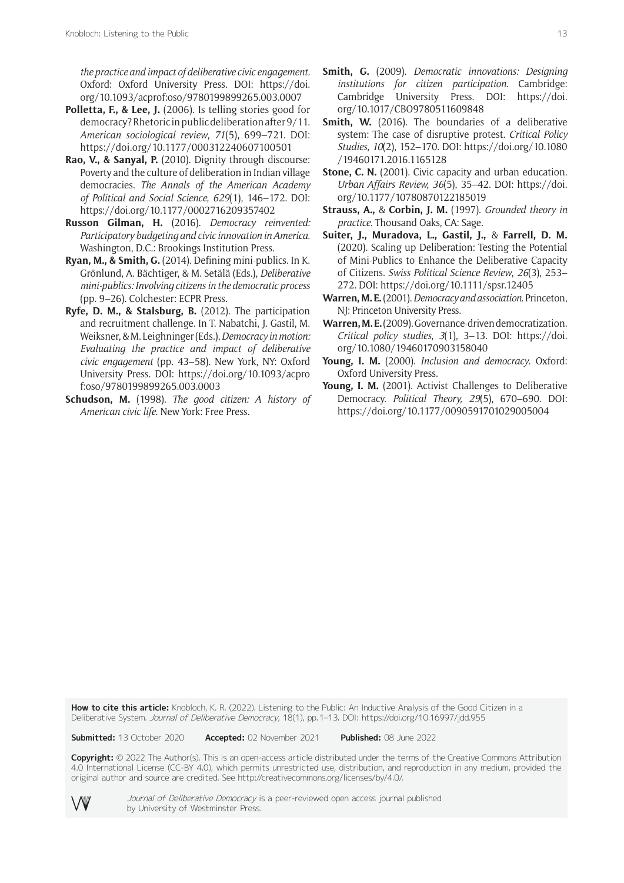*the practice and impact of deliberative civic engagement.* Oxford: Oxford University Press. DOI: https://doi.org/10.1093/acprof:oso/9780199899265.003.0007

**Polletta, F., & Lee, J.** (2006). Is telling stories good for democracy? Rhetoric in public deliberation after 9/11. *American sociological review*, *71*(5), 699–721. DOI: https://doi.org/10.1177/000312240607100501

**Rao, V., & Sanyal, P.** (2010). Dignity through discourse: Poverty and the culture of deliberation in Indian village democracies. *The Annals of the American Academy of Political and Social Science*, *629*(1), 146–172. DOI: https://doi.org/10.1177/0002716209357402

**Russon Gilman, H.** (2016). *Democracy reinvented: Participatory budgeting and civic innovation in America.* Washington, D.C.: Brookings Institution Press.

**Ryan, M., & Smith, G.** (2014). Defining mini-publics. In K. Grönlund, A. Bächtiger, & M. Setälä (Eds.), *Deliberative mini-publics: Involving citizens in the democratic process* (pp. 9–26). Colchester: ECPR Press.

**Ryfe, D. M., & Stalsburg, B.** (2012). The participation and recruitment challenge. In T. Nabatchi, J. Gastil, M. Weiksner, & M. Leighninger (Eds.), *Democracy in motion: Evaluating the practice and impact of deliberative civic engagement* (pp. 43–58). New York, NY: Oxford University Press. DOI: https://doi.org/10.1093/acprof:oso/9780199899265.003.0003

**Schudson, M.** (1998). *The good citizen: A history of American civic life.* New York: Free Press.

**Smith, G.** (2009). *Democratic innovations: Designing institutions for citizen participation.* Cambridge: Cambridge University Press. DOI: https://doi.org/10.1017/CBO9780511609848

**Smith, W.** (2016). The boundaries of a deliberative system: The case of disruptive protest. *Critical Policy Studies*, *10*(2), 152–170. DOI: https://doi.org/10.1080/19460171.2016.1165128

**Stone, C. N.** (2001). Civic capacity and urban education. *Urban Affairs Review, 36*(5), 35–42. DOI: https://doi.org/10.1177/10780870122185019

**Strauss, A.,** & **Corbin, J. M.** (1997). *Grounded theory in practice.* Thousand Oaks, CA: Sage.

**Suiter, J., Muradova, L., Gastil, J.,** & **Farrell, D. M.** (2020). Scaling up Deliberation: Testing the Potential of Mini-Publics to Enhance the Deliberative Capacity of Citizens. *Swiss Political Science Review*, *26*(3), 253–272. DOI: https://doi.org/10.1111/spsr.12405

**Warren, M. E.** (2001). *Democracy and association.* Princeton, NJ: Princeton University Press.

**Warren, M. E.** (2009). Governance-driven democratization. *Critical policy studies*, *3*(1), 3–13. DOI: https://doi.org/10.1080/19460170903158040

**Young, I. M.** (2000). *Inclusion and democracy.* Oxford: Oxford University Press.

**Young, I. M.** (2001). Activist Challenges to Deliberative Democracy. *Political Theory, 29*(5), 670–690. DOI: https://doi.org/10.1177/0090591701029005004

**How to cite this article:** Knobloch, K. R. (2022). Listening to the Public: An Inductive Analysis of the Good Citizen in a Deliberative System. *Journal of Deliberative Democracy*, 18(1), pp. 1–13. DOI: https://doi.org/10.16997/jdd.955

**Submitted:** 13 October 2020 **Accepted:** 02 November 2021 **Published:** 08 June 2022

**Copyright:** © 2022 The Author(s). This is an open-access article distributed under the terms of the Creative Commons Attribution 4.0 International License (CC-BY 4.0), which permits unrestricted use, distribution, and reproduction in any medium, provided the original author and source are credited. See http://creativecommons.org/licenses/by/4.0/.

*Journal of Deliberative Democracy* is a peer-reviewed open access journal published by University of Westminster Press.